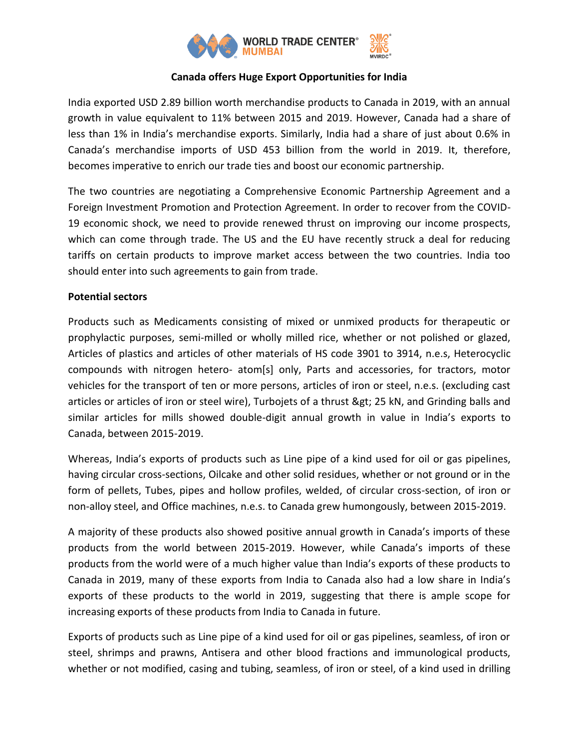# Canada offers Huge Export Opportunities for India

India exported USD 2.89 billion worth merchandise products to Canada in 2019, with an annual growth in value equivalent to 11% between 2015 and 2019. However, Canada had a share of less than 1% in India's merchandise exports. Similarly, India had a share of just about 0.6% in Canada's merchandise imports of USD 453 billion from the world in 2019. It, therefore, becomes imperative to enrich our trade ties and boost our economic partnership.

The two countries are negotiating a Comprehensive Economic Partnership Agreement and a Foreign Investment Promotion and Protection Agreement. In order to recover from the COVID-19 economic shock, we need to provide renewed thrust on improving our income prospects, which can come through trade. The US and the EU have recently struck a deal for reducing tariffs on certain products to improve market access between the two countries. India too should enter into such agreements to gain from trade.

**Potential sectors**

Products such as Medicaments consisting of mixed or unmixed products for therapeutic or prophylactic purposes, semi-milled or wholly milled rice, whether or not polished or glazed, Articles of plastics and articles of other materials of HS code 3901 to 3914, n.e.s, Heterocyclic compounds with nitrogen hetero- atom[s] only, Parts and accessories, for tractors, motor vehicles for the transport of ten or more persons, articles of iron or steel, n.e.s. (excluding cast articles or articles of iron or steel wire), Turbojets of a thrust &gt; 25 kN, and Grinding balls and similar articles for mills showed double-digit annual growth in value in India's exports to Canada, between 2015-2019.

Whereas, India's exports of products such as Line pipe of a kind used for oil or gas pipelines, having circular cross-sections, Oilcake and other solid residues, whether or not ground or in the form of pellets, Tubes, pipes and hollow profiles, welded, of circular cross-section, of iron or non-alloy steel, and Office machines, n.e.s. to Canada grew humongously, between 2015-2019.

A majority of these products also showed positive annual growth in Canada's imports of these products from the world between 2015-2019. However, while Canada's imports of these products from the world were of a much higher value than India's exports of these products to Canada in 2019, many of these exports from India to Canada also had a low share in India's exports of these products to the world in 2019, suggesting that there is ample scope for increasing exports of these products from India to Canada in future.

Exports of products such as Line pipe of a kind used for oil or gas pipelines, seamless, of iron or steel, shrimps and prawns, Antisera and other blood fractions and immunological products, whether or not modified, casing and tubing, seamless, of iron or steel, of a kind used in drilling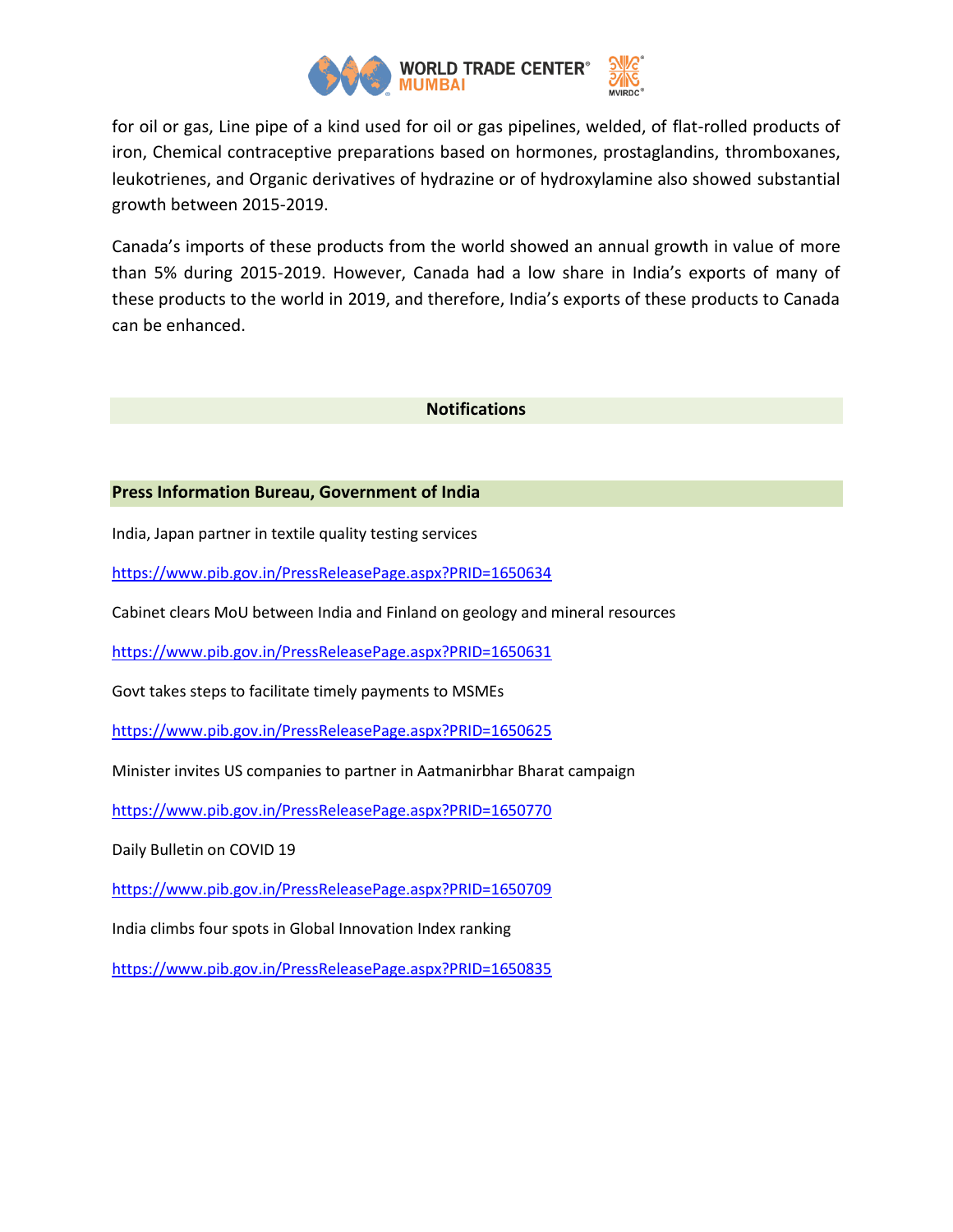for oil or gas, Line pipe of a kind used for oil or gas pipelines, welded, of flat-rolled products of iron, Chemical contraceptive preparations based on hormones, prostaglandins, thromboxanes, leukotrienes, and Organic derivatives of hydrazine or of hydroxylamine also showed substantial growth between 2015-2019.

Canada's imports of these products from the world showed an annual growth in value of more than 5% during 2015-2019. However, Canada had a low share in India's exports of many of these products to the world in 2019, and therefore, India's exports of these products to Canada can be enhanced.

## Notifications

### Press Information Bureau, Government of India

India, Japan partner in textile quality testing services

https://www.pib.gov.in/PressReleasePage.aspx?PRID=1650634

Cabinet clears MoU between India and Finland on geology and mineral resources

https://www.pib.gov.in/PressReleasePage.aspx?PRID=1650631

Govt takes steps to facilitate timely payments to MSMEs

https://www.pib.gov.in/PressReleasePage.aspx?PRID=1650625

Minister invites US companies to partner in Aatmanirbhar Bharat campaign

https://www.pib.gov.in/PressReleasePage.aspx?PRID=1650770

Daily Bulletin on COVID 19

https://www.pib.gov.in/PressReleasePage.aspx?PRID=1650709

India climbs four spots in Global Innovation Index ranking

https://www.pib.gov.in/PressReleasePage.aspx?PRID=1650835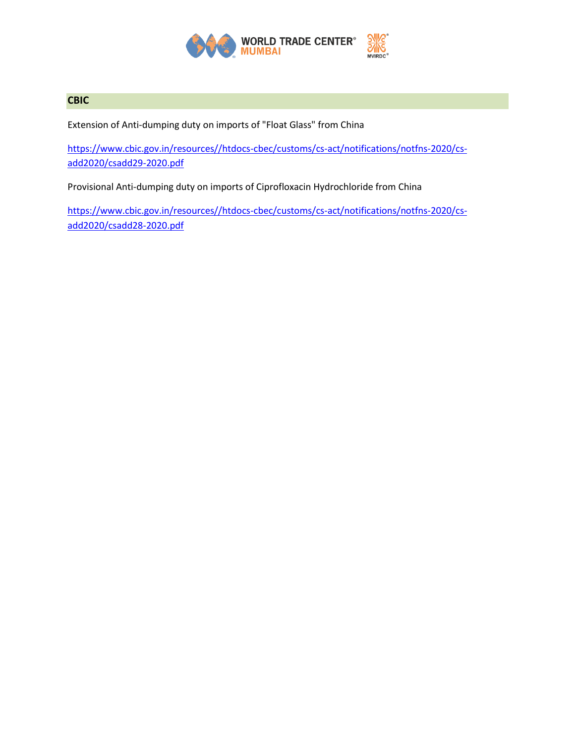## CBIC

Extension of Anti-dumping duty on imports of "Float Glass" from China

https://www.cbic.gov.in/resources//htdocs-cbec/customs/cs-act/notifications/notfns-2020/cs-add2020/csadd29-2020.pdf

Provisional Anti-dumping duty on imports of Ciprofloxacin Hydrochloride from China

https://www.cbic.gov.in/resources//htdocs-cbec/customs/cs-act/notifications/notfns-2020/cs-add2020/csadd28-2020.pdf